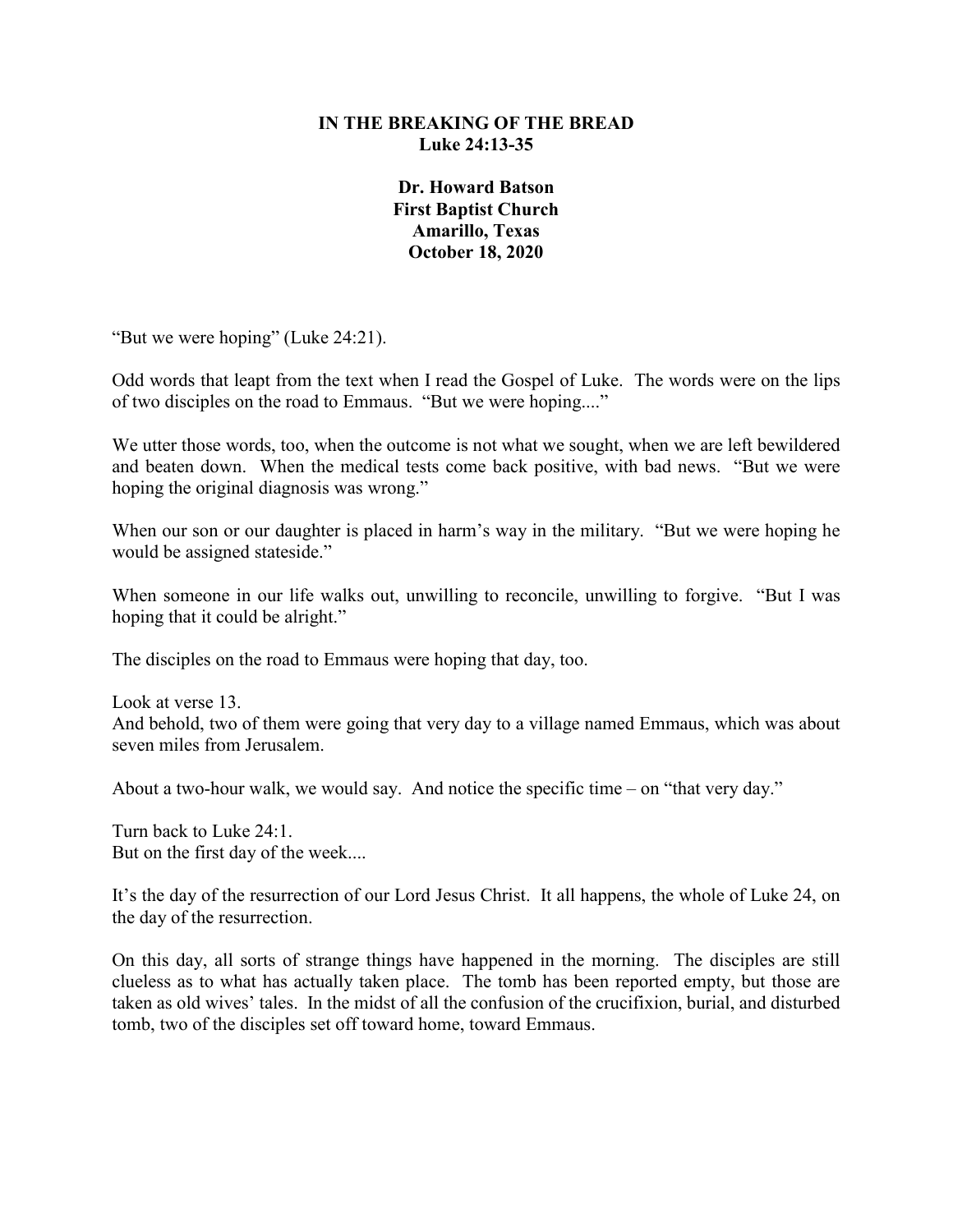# IN THE BREAKING OF THE BREAD

**Luke 24:13-35**

**Dr. Howard Batson**
**First Baptist Church**
**Amarillo, Texas**
**October 18, 2020**

"But we were hoping" (Luke 24:21).

Odd words that leapt from the text when I read the Gospel of Luke. The words were on the lips of two disciples on the road to Emmaus. "But we were hoping...."

We utter those words, too, when the outcome is not what we sought, when we are left bewildered and beaten down. When the medical tests come back positive, with bad news. "But we were hoping the original diagnosis was wrong."

When our son or our daughter is placed in harm's way in the military. "But we were hoping he would be assigned stateside."

When someone in our life walks out, unwilling to reconcile, unwilling to forgive. "But I was hoping that it could be alright."

The disciples on the road to Emmaus were hoping that day, too.

Look at verse 13.
And behold, two of them were going that very day to a village named Emmaus, which was about seven miles from Jerusalem.

About a two-hour walk, we would say. And notice the specific time – on "that very day."

Turn back to Luke 24:1.
But on the first day of the week....

It's the day of the resurrection of our Lord Jesus Christ. It all happens, the whole of Luke 24, on the day of the resurrection.

On this day, all sorts of strange things have happened in the morning. The disciples are still clueless as to what has actually taken place. The tomb has been reported empty, but those are taken as old wives' tales. In the midst of all the confusion of the crucifixion, burial, and disturbed tomb, two of the disciples set off toward home, toward Emmaus.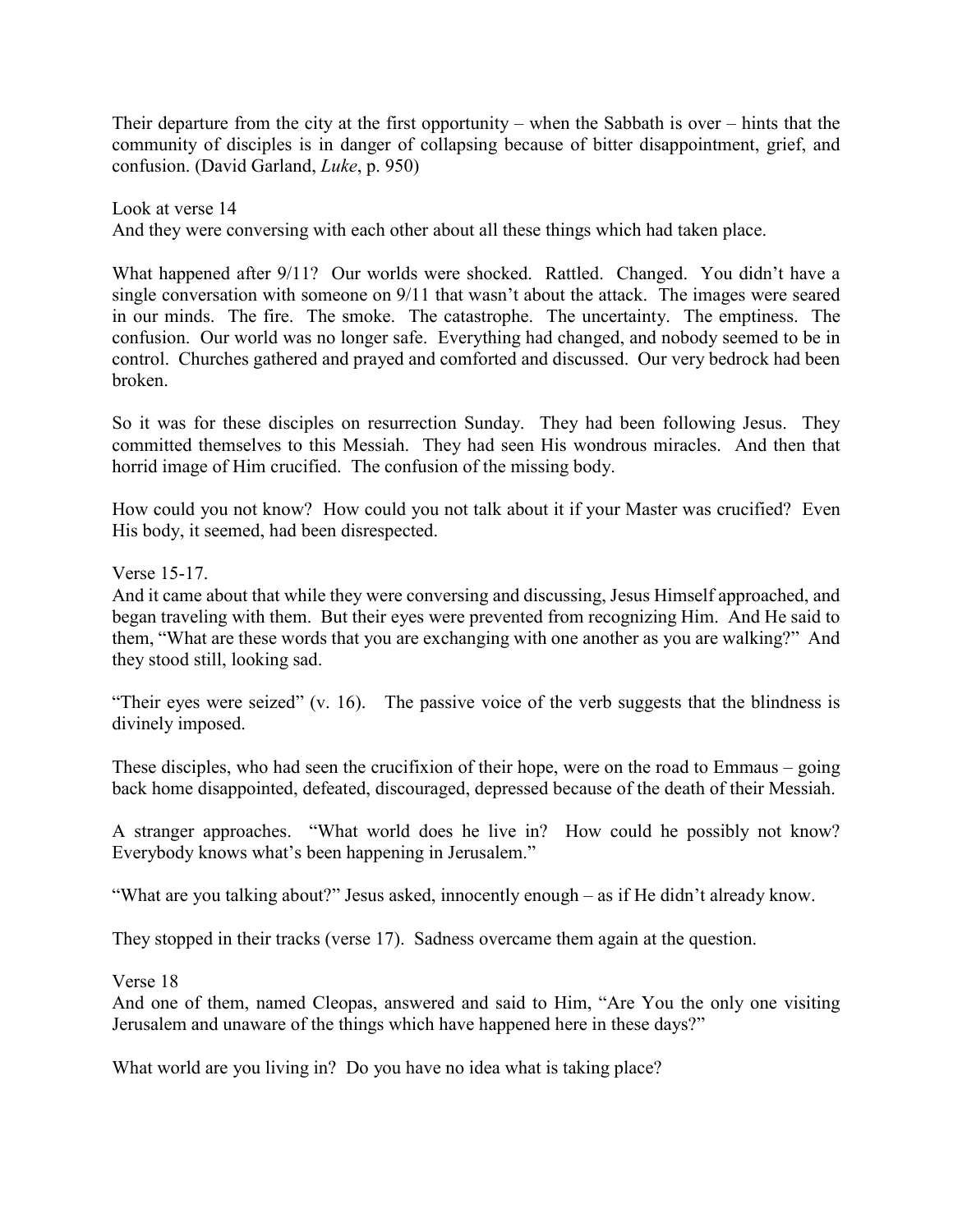Their departure from the city at the first opportunity – when the Sabbath is over – hints that the community of disciples is in danger of collapsing because of bitter disappointment, grief, and confusion. (David Garland, *Luke*, p. 950)

Look at verse 14
And they were conversing with each other about all these things which had taken place.

What happened after 9/11? Our worlds were shocked. Rattled. Changed. You didn't have a single conversation with someone on 9/11 that wasn't about the attack. The images were seared in our minds. The fire. The smoke. The catastrophe. The uncertainty. The emptiness. The confusion. Our world was no longer safe. Everything had changed, and nobody seemed to be in control. Churches gathered and prayed and comforted and discussed. Our very bedrock had been broken.

So it was for these disciples on resurrection Sunday. They had been following Jesus. They committed themselves to this Messiah. They had seen His wondrous miracles. And then that horrid image of Him crucified. The confusion of the missing body.

How could you not know? How could you not talk about it if your Master was crucified? Even His body, it seemed, had been disrespected.

Verse 15-17.
And it came about that while they were conversing and discussing, Jesus Himself approached, and began traveling with them. But their eyes were prevented from recognizing Him. And He said to them, "What are these words that you are exchanging with one another as you are walking?" And they stood still, looking sad.

"Their eyes were seized" (v. 16). The passive voice of the verb suggests that the blindness is divinely imposed.

These disciples, who had seen the crucifixion of their hope, were on the road to Emmaus – going back home disappointed, defeated, discouraged, depressed because of the death of their Messiah.

A stranger approaches. "What world does he live in? How could he possibly not know? Everybody knows what's been happening in Jerusalem."

"What are you talking about?" Jesus asked, innocently enough – as if He didn't already know.

They stopped in their tracks (verse 17). Sadness overcame them again at the question.

Verse 18
And one of them, named Cleopas, answered and said to Him, "Are You the only one visiting Jerusalem and unaware of the things which have happened here in these days?"

What world are you living in? Do you have no idea what is taking place?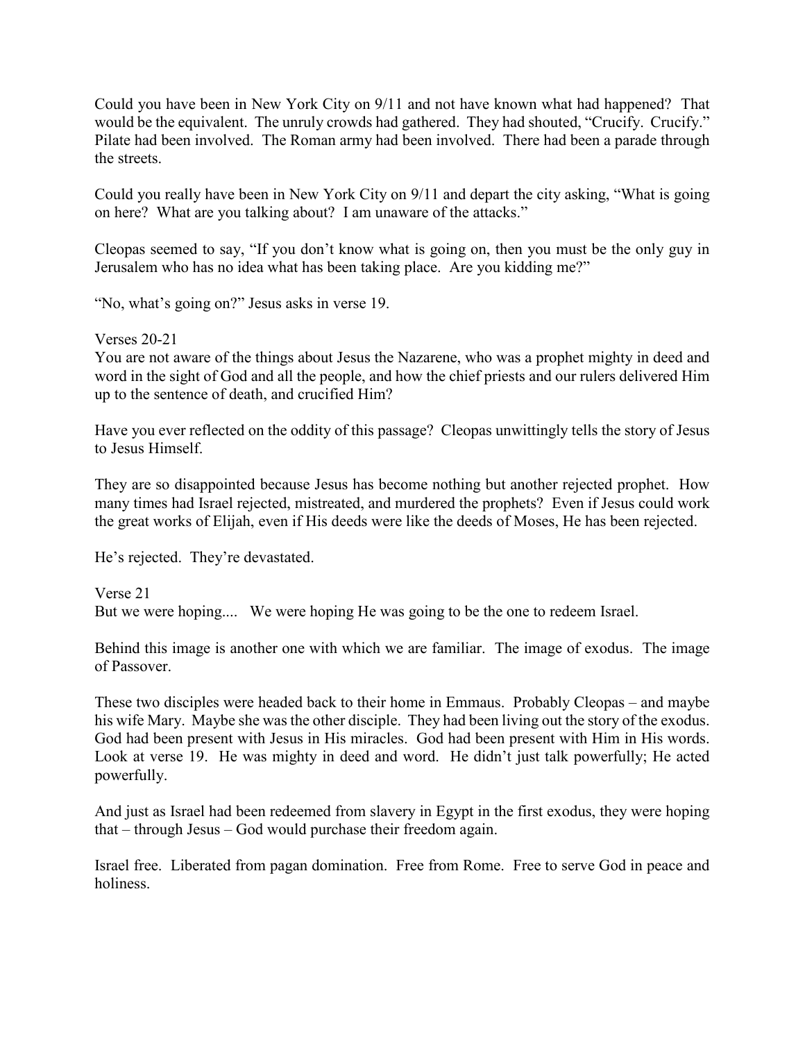Could you have been in New York City on 9/11 and not have known what had happened? That would be the equivalent. The unruly crowds had gathered. They had shouted, "Crucify. Crucify." Pilate had been involved. The Roman army had been involved. There had been a parade through the streets.

Could you really have been in New York City on 9/11 and depart the city asking, "What is going on here? What are you talking about? I am unaware of the attacks."

Cleopas seemed to say, "If you don't know what is going on, then you must be the only guy in Jerusalem who has no idea what has been taking place. Are you kidding me?"

"No, what's going on?" Jesus asks in verse 19.

Verses 20-21
You are not aware of the things about Jesus the Nazarene, who was a prophet mighty in deed and word in the sight of God and all the people, and how the chief priests and our rulers delivered Him up to the sentence of death, and crucified Him?

Have you ever reflected on the oddity of this passage? Cleopas unwittingly tells the story of Jesus to Jesus Himself.

They are so disappointed because Jesus has become nothing but another rejected prophet. How many times had Israel rejected, mistreated, and murdered the prophets? Even if Jesus could work the great works of Elijah, even if His deeds were like the deeds of Moses, He has been rejected.

He's rejected. They're devastated.

Verse 21
But we were hoping.... We were hoping He was going to be the one to redeem Israel.

Behind this image is another one with which we are familiar. The image of exodus. The image of Passover.

These two disciples were headed back to their home in Emmaus. Probably Cleopas – and maybe his wife Mary. Maybe she was the other disciple. They had been living out the story of the exodus. God had been present with Jesus in His miracles. God had been present with Him in His words. Look at verse 19. He was mighty in deed and word. He didn't just talk powerfully; He acted powerfully.

And just as Israel had been redeemed from slavery in Egypt in the first exodus, they were hoping that – through Jesus – God would purchase their freedom again.

Israel free. Liberated from pagan domination. Free from Rome. Free to serve God in peace and holiness.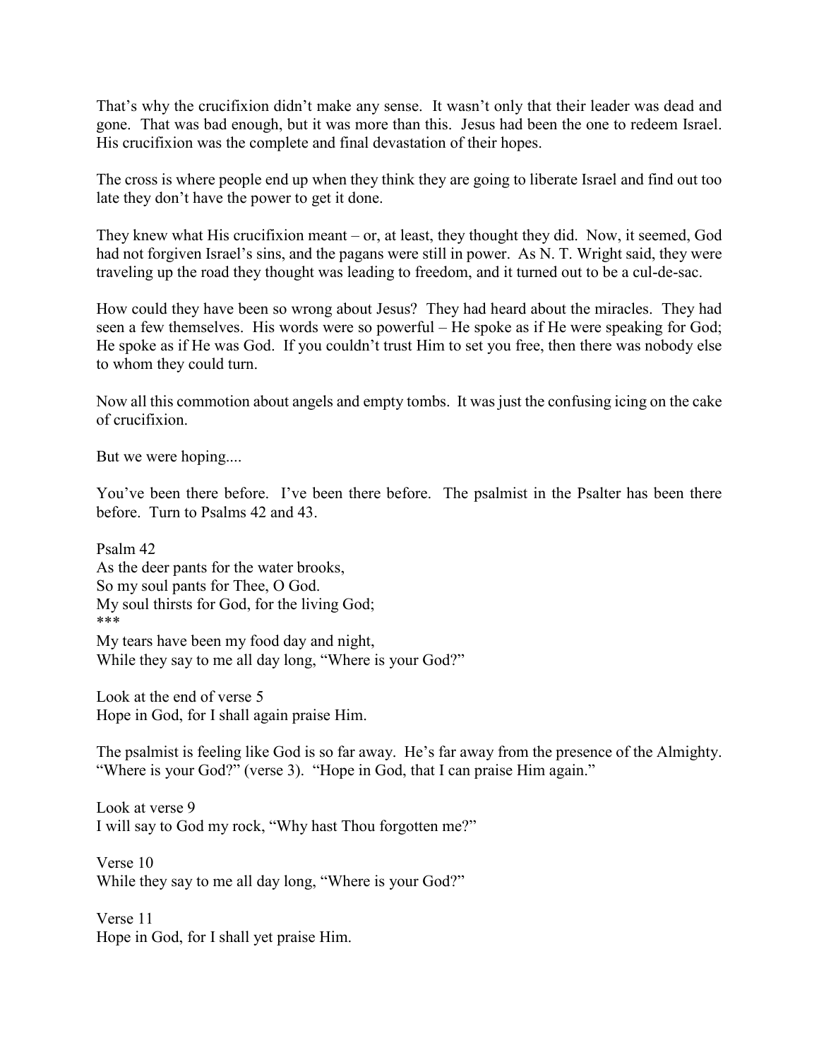That's why the crucifixion didn't make any sense. It wasn't only that their leader was dead and gone. That was bad enough, but it was more than this. Jesus had been the one to redeem Israel. His crucifixion was the complete and final devastation of their hopes.

The cross is where people end up when they think they are going to liberate Israel and find out too late they don't have the power to get it done.

They knew what His crucifixion meant – or, at least, they thought they did. Now, it seemed, God had not forgiven Israel's sins, and the pagans were still in power. As N. T. Wright said, they were traveling up the road they thought was leading to freedom, and it turned out to be a cul-de-sac.

How could they have been so wrong about Jesus? They had heard about the miracles. They had seen a few themselves. His words were so powerful – He spoke as if He were speaking for God; He spoke as if He was God. If you couldn't trust Him to set you free, then there was nobody else to whom they could turn.

Now all this commotion about angels and empty tombs. It was just the confusing icing on the cake of crucifixion.

But we were hoping....

You've been there before. I've been there before. The psalmist in the Psalter has been there before. Turn to Psalms 42 and 43.

Psalm 42
As the deer pants for the water brooks,
So my soul pants for Thee, O God.
My soul thirsts for God, for the living God;
***
My tears have been my food day and night,
While they say to me all day long, "Where is your God?"

Look at the end of verse 5
Hope in God, for I shall again praise Him.

The psalmist is feeling like God is so far away. He's far away from the presence of the Almighty. "Where is your God?" (verse 3). "Hope in God, that I can praise Him again."

Look at verse 9
I will say to God my rock, "Why hast Thou forgotten me?"

Verse 10
While they say to me all day long, "Where is your God?"

Verse 11
Hope in God, for I shall yet praise Him.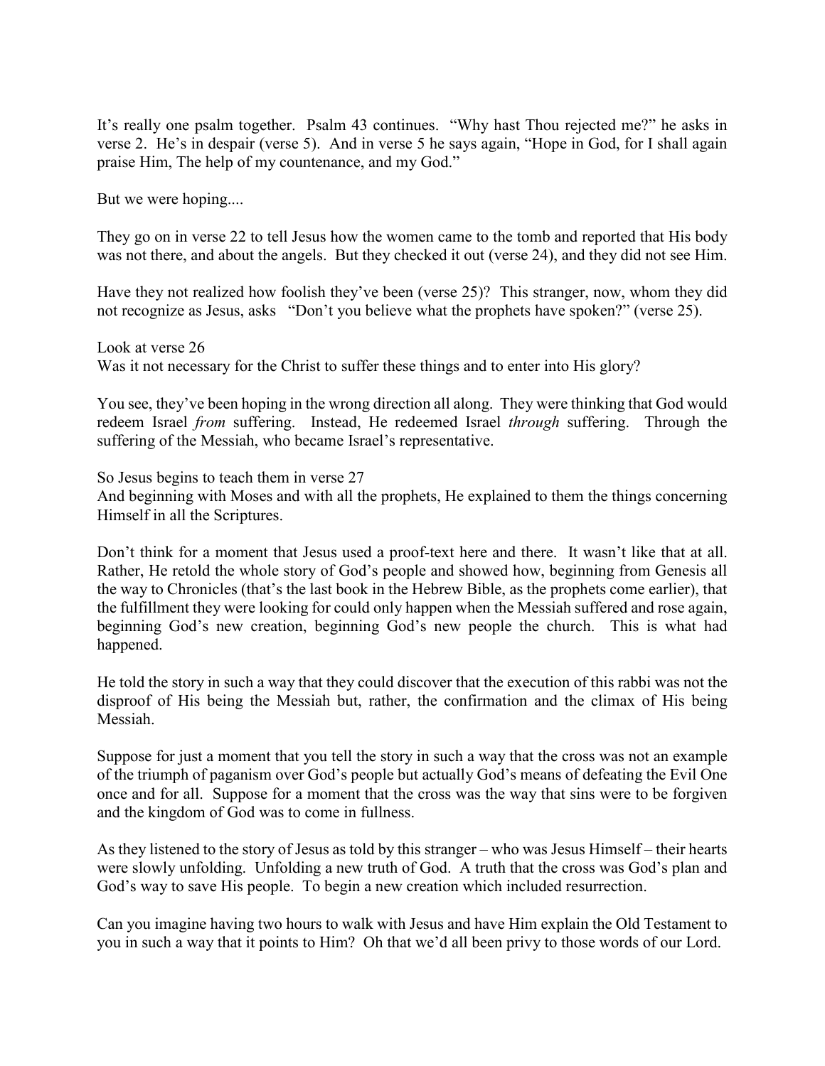It's really one psalm together. Psalm 43 continues. "Why hast Thou rejected me?" he asks in verse 2. He's in despair (verse 5). And in verse 5 he says again, "Hope in God, for I shall again praise Him, The help of my countenance, and my God."

But we were hoping....

They go on in verse 22 to tell Jesus how the women came to the tomb and reported that His body was not there, and about the angels. But they checked it out (verse 24), and they did not see Him.

Have they not realized how foolish they've been (verse 25)? This stranger, now, whom they did not recognize as Jesus, asks "Don't you believe what the prophets have spoken?" (verse 25).

Look at verse 26
Was it not necessary for the Christ to suffer these things and to enter into His glory?

You see, they've been hoping in the wrong direction all along. They were thinking that God would redeem Israel *from* suffering. Instead, He redeemed Israel *through* suffering. Through the suffering of the Messiah, who became Israel's representative.

So Jesus begins to teach them in verse 27
And beginning with Moses and with all the prophets, He explained to them the things concerning Himself in all the Scriptures.

Don't think for a moment that Jesus used a proof-text here and there. It wasn't like that at all. Rather, He retold the whole story of God's people and showed how, beginning from Genesis all the way to Chronicles (that's the last book in the Hebrew Bible, as the prophets come earlier), that the fulfillment they were looking for could only happen when the Messiah suffered and rose again, beginning God's new creation, beginning God's new people the church. This is what had happened.

He told the story in such a way that they could discover that the execution of this rabbi was not the disproof of His being the Messiah but, rather, the confirmation and the climax of His being Messiah.

Suppose for just a moment that you tell the story in such a way that the cross was not an example of the triumph of paganism over God's people but actually God's means of defeating the Evil One once and for all. Suppose for a moment that the cross was the way that sins were to be forgiven and the kingdom of God was to come in fullness.

As they listened to the story of Jesus as told by this stranger – who was Jesus Himself – their hearts were slowly unfolding. Unfolding a new truth of God. A truth that the cross was God's plan and God's way to save His people. To begin a new creation which included resurrection.

Can you imagine having two hours to walk with Jesus and have Him explain the Old Testament to you in such a way that it points to Him? Oh that we'd all been privy to those words of our Lord.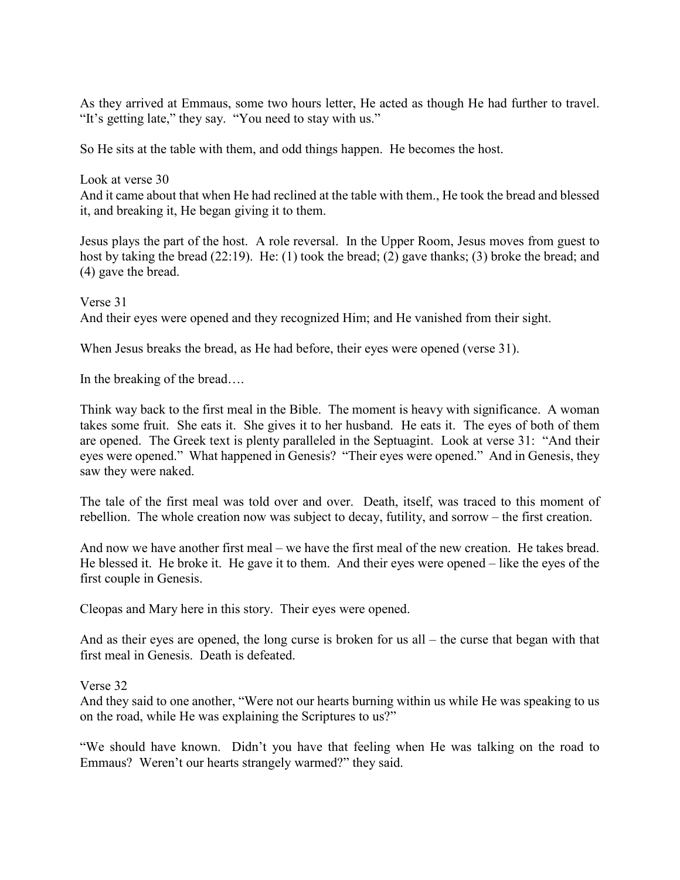As they arrived at Emmaus, some two hours letter, He acted as though He had further to travel. “It’s getting late,” they say. “You need to stay with us.”

So He sits at the table with them, and odd things happen. He becomes the host.

Look at verse 30
And it came about that when He had reclined at the table with them., He took the bread and blessed it, and breaking it, He began giving it to them.

Jesus plays the part of the host. A role reversal. In the Upper Room, Jesus moves from guest to host by taking the bread (22:19). He: (1) took the bread; (2) gave thanks; (3) broke the bread; and (4) gave the bread.

Verse 31
And their eyes were opened and they recognized Him; and He vanished from their sight.

When Jesus breaks the bread, as He had before, their eyes were opened (verse 31).

In the breaking of the bread….

Think way back to the first meal in the Bible. The moment is heavy with significance. A woman takes some fruit. She eats it. She gives it to her husband. He eats it. The eyes of both of them are opened. The Greek text is plenty paralleled in the Septuagint. Look at verse 31: “And their eyes were opened.” What happened in Genesis? “Their eyes were opened.” And in Genesis, they saw they were naked.

The tale of the first meal was told over and over. Death, itself, was traced to this moment of rebellion. The whole creation now was subject to decay, futility, and sorrow – the first creation.

And now we have another first meal – we have the first meal of the new creation. He takes bread. He blessed it. He broke it. He gave it to them. And their eyes were opened – like the eyes of the first couple in Genesis.

Cleopas and Mary here in this story. Their eyes were opened.

And as their eyes are opened, the long curse is broken for us all – the curse that began with that first meal in Genesis. Death is defeated.

Verse 32
And they said to one another, “Were not our hearts burning within us while He was speaking to us on the road, while He was explaining the Scriptures to us?”

“We should have known. Didn’t you have that feeling when He was talking on the road to Emmaus? Weren’t our hearts strangely warmed?” they said.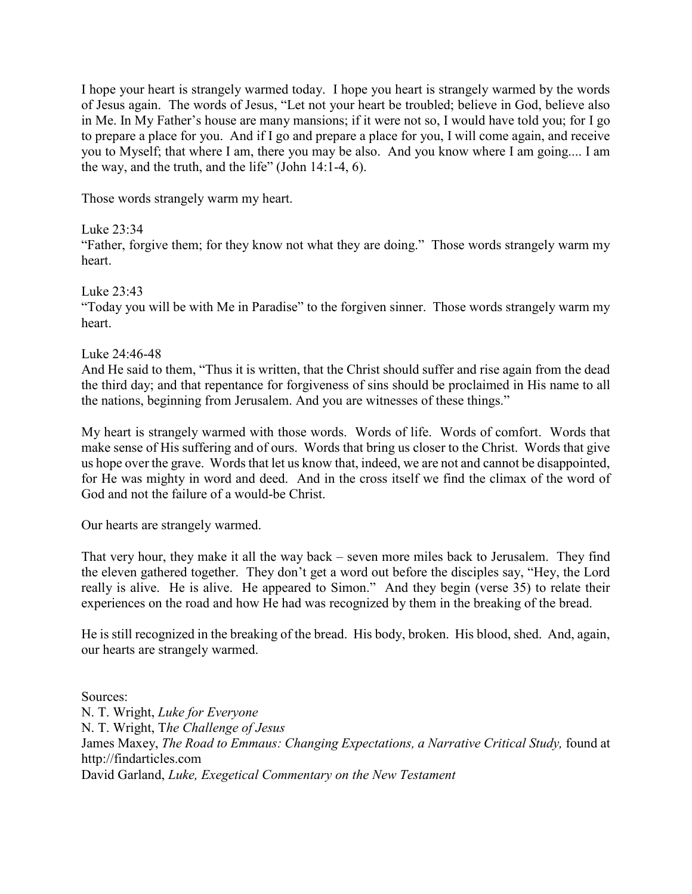I hope your heart is strangely warmed today. I hope you heart is strangely warmed by the words of Jesus again. The words of Jesus, "Let not your heart be troubled; believe in God, believe also in Me. In My Father's house are many mansions; if it were not so, I would have told you; for I go to prepare a place for you. And if I go and prepare a place for you, I will come again, and receive you to Myself; that where I am, there you may be also. And you know where I am going.... I am the way, and the truth, and the life" (John 14:1-4, 6).

Those words strangely warm my heart.

Luke 23:34
"Father, forgive them; for they know not what they are doing." Those words strangely warm my heart.

Luke 23:43
"Today you will be with Me in Paradise" to the forgiven sinner. Those words strangely warm my heart.

Luke 24:46-48
And He said to them, "Thus it is written, that the Christ should suffer and rise again from the dead the third day; and that repentance for forgiveness of sins should be proclaimed in His name to all the nations, beginning from Jerusalem. And you are witnesses of these things."

My heart is strangely warmed with those words. Words of life. Words of comfort. Words that make sense of His suffering and of ours. Words that bring us closer to the Christ. Words that give us hope over the grave. Words that let us know that, indeed, we are not and cannot be disappointed, for He was mighty in word and deed. And in the cross itself we find the climax of the word of God and not the failure of a would-be Christ.

Our hearts are strangely warmed.

That very hour, they make it all the way back – seven more miles back to Jerusalem. They find the eleven gathered together. They don't get a word out before the disciples say, "Hey, the Lord really is alive. He is alive. He appeared to Simon." And they begin (verse 35) to relate their experiences on the road and how He had was recognized by them in the breaking of the bread.

He is still recognized in the breaking of the bread. His body, broken. His blood, shed. And, again, our hearts are strangely warmed.

Sources:
N. T. Wright, *Luke for Everyone*
N. T. Wright, T*he Challenge of Jesus*
James Maxey, *The Road to Emmaus: Changing Expectations, a Narrative Critical Study,* found at http://findarticles.com
David Garland, *Luke, Exegetical Commentary on the New Testament*